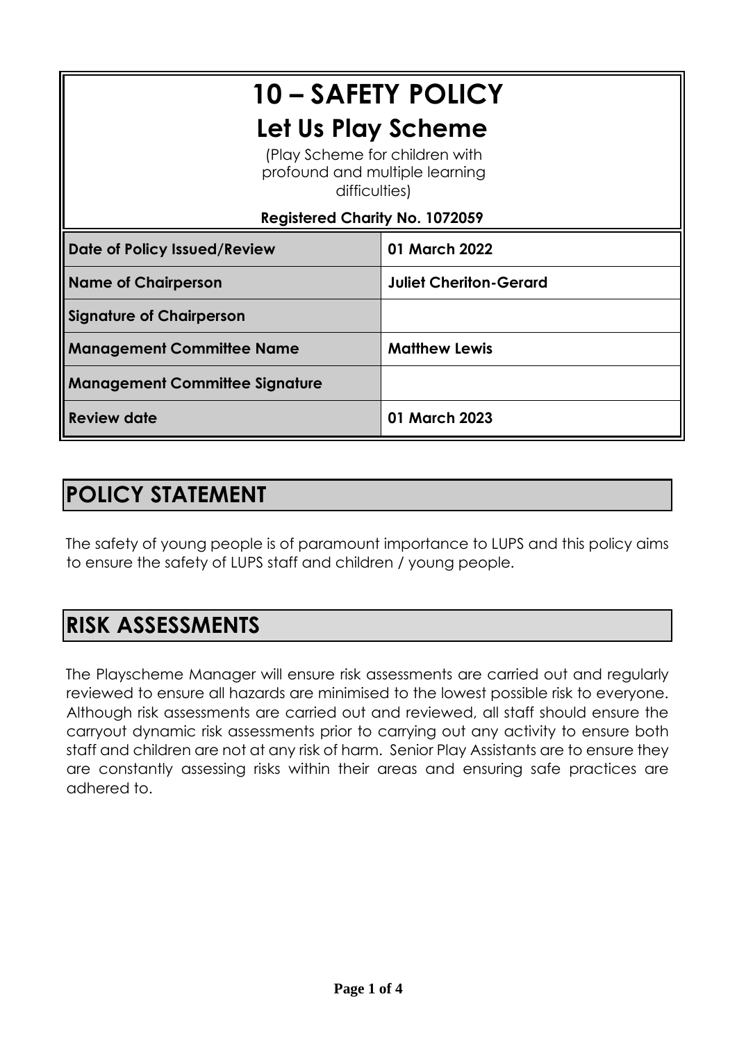# 10 – SAFETY POLICY

## Let Us Play Scheme

(Play Scheme for children with profound and multiple learning difficulties)

**Registered Charity No. 1072059**

| | |
|---|---|
| **Date of Policy Issued/Review** | **01 March 2022** |
| **Name of Chairperson** | **Juliet Cheriton-Gerard** |
| **Signature of Chairperson** | |
| **Management Committee Name** | **Matthew Lewis** |
| **Management Committee Signature** | |
| **Review date** | **01 March 2023** |

## POLICY STATEMENT

The safety of young people is of paramount importance to LUPS and this policy aims to ensure the safety of LUPS staff and children / young people.

## RISK ASSESSMENTS

The Playscheme Manager will ensure risk assessments are carried out and regularly reviewed to ensure all hazards are minimised to the lowest possible risk to everyone. Although risk assessments are carried out and reviewed, all staff should ensure the carryout dynamic risk assessments prior to carrying out any activity to ensure both staff and children are not at any risk of harm. Senior Play Assistants are to ensure they are constantly assessing risks within their areas and ensuring safe practices are adhered to.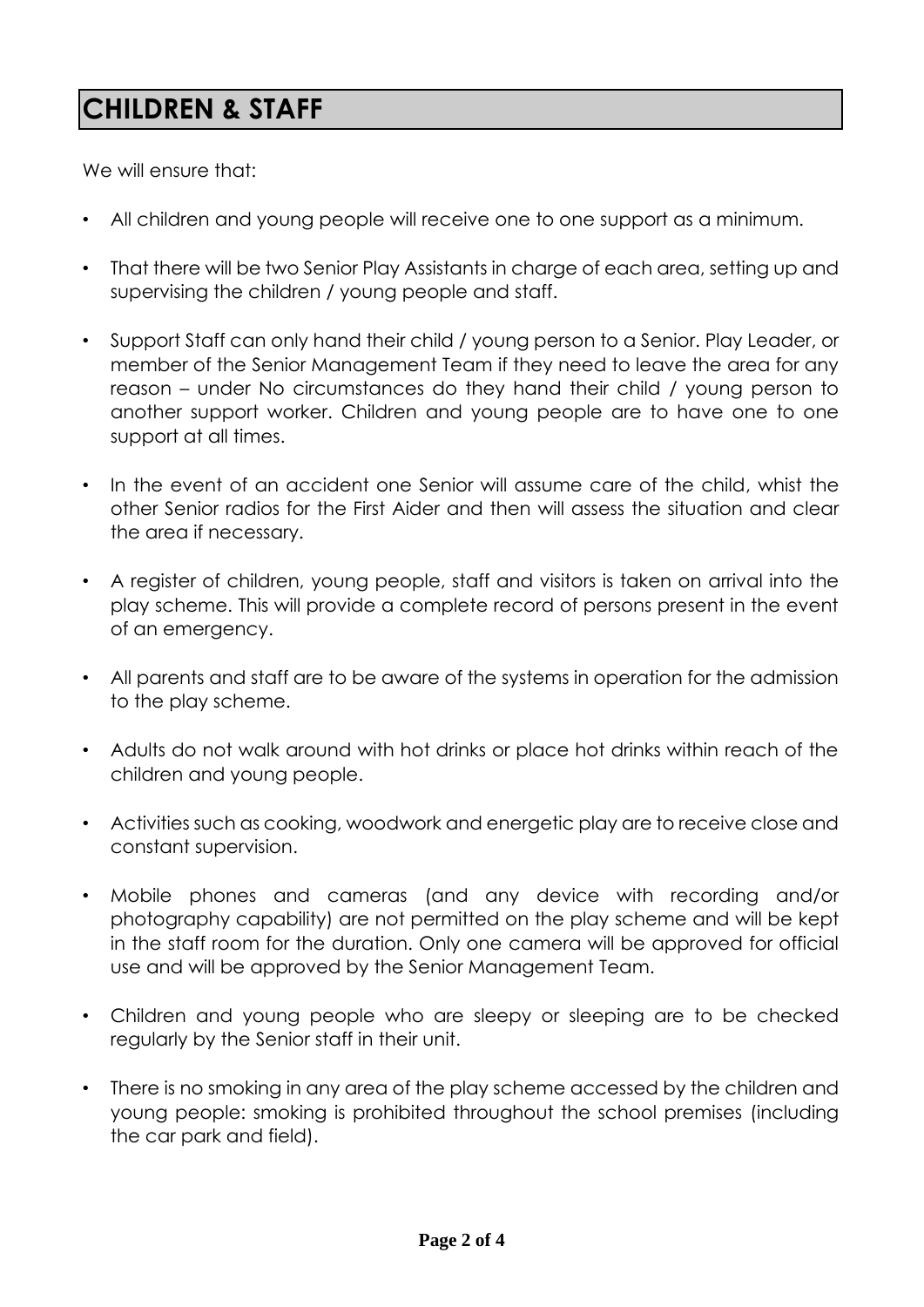# CHILDREN & STAFF

We will ensure that:

- All children and young people will receive one to one support as a minimum.
- That there will be two Senior Play Assistants in charge of each area, setting up and supervising the children / young people and staff.
- Support Staff can only hand their child / young person to a Senior. Play Leader, or member of the Senior Management Team if they need to leave the area for any reason – under No circumstances do they hand their child / young person to another support worker. Children and young people are to have one to one support at all times.
- In the event of an accident one Senior will assume care of the child, whist the other Senior radios for the First Aider and then will assess the situation and clear the area if necessary.
- A register of children, young people, staff and visitors is taken on arrival into the play scheme. This will provide a complete record of persons present in the event of an emergency.
- All parents and staff are to be aware of the systems in operation for the admission to the play scheme.
- Adults do not walk around with hot drinks or place hot drinks within reach of the children and young people.
- Activities such as cooking, woodwork and energetic play are to receive close and constant supervision.
- Mobile phones and cameras (and any device with recording and/or photography capability) are not permitted on the play scheme and will be kept in the staff room for the duration. Only one camera will be approved for official use and will be approved by the Senior Management Team.
- Children and young people who are sleepy or sleeping are to be checked regularly by the Senior staff in their unit.
- There is no smoking in any area of the play scheme accessed by the children and young people: smoking is prohibited throughout the school premises (including the car park and field).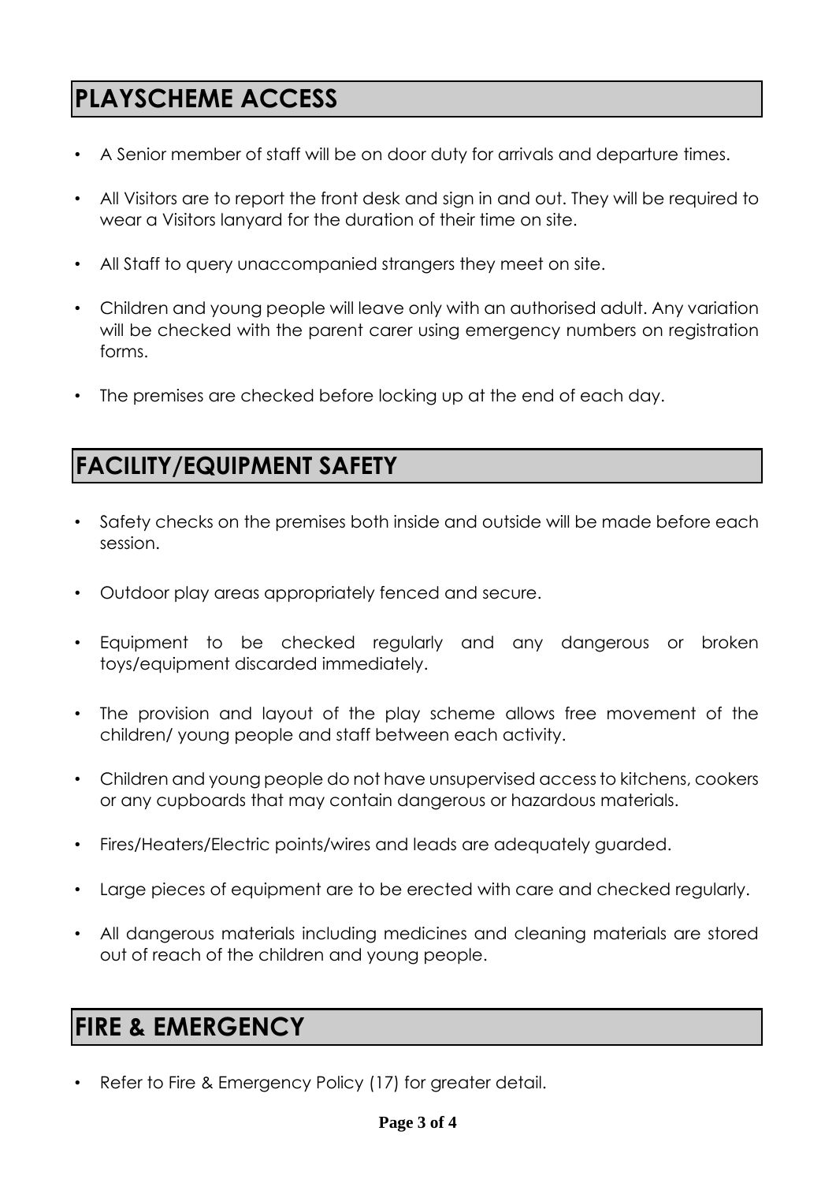## PLAYSCHEME ACCESS

- A Senior member of staff will be on door duty for arrivals and departure times.
- All Visitors are to report the front desk and sign in and out. They will be required to wear a Visitors lanyard for the duration of their time on site.
- All Staff to query unaccompanied strangers they meet on site.
- Children and young people will leave only with an authorised adult. Any variation will be checked with the parent carer using emergency numbers on registration forms.
- The premises are checked before locking up at the end of each day.

## FACILITY/EQUIPMENT SAFETY

- Safety checks on the premises both inside and outside will be made before each session.
- Outdoor play areas appropriately fenced and secure.
- Equipment to be checked regularly and any dangerous or broken toys/equipment discarded immediately.
- The provision and layout of the play scheme allows free movement of the children/ young people and staff between each activity.
- Children and young people do not have unsupervised access to kitchens, cookers or any cupboards that may contain dangerous or hazardous materials.
- Fires/Heaters/Electric points/wires and leads are adequately guarded.
- Large pieces of equipment are to be erected with care and checked regularly.
- All dangerous materials including medicines and cleaning materials are stored out of reach of the children and young people.

## FIRE & EMERGENCY

- Refer to Fire & Emergency Policy (17) for greater detail.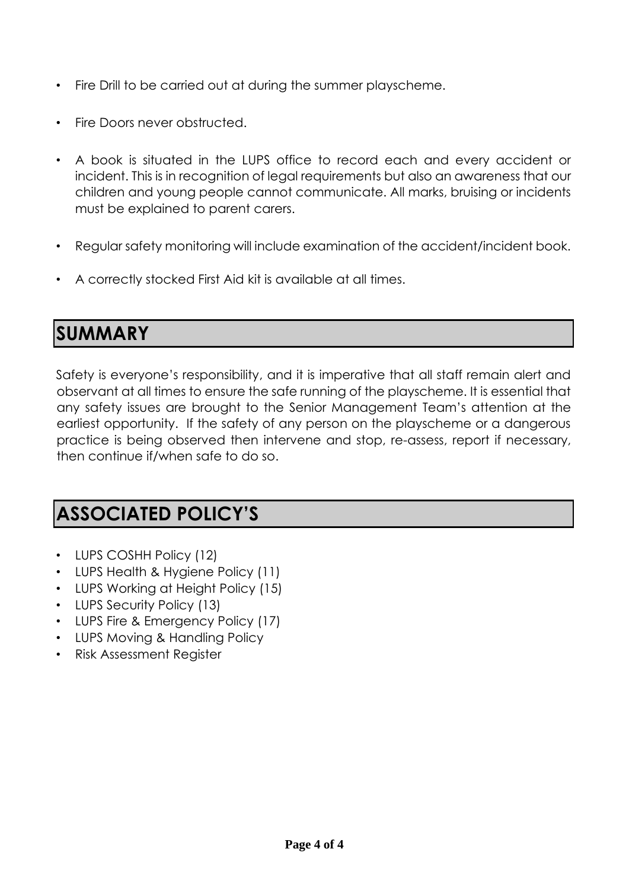- Fire Drill to be carried out at during the summer playscheme.

- Fire Doors never obstructed.

- A book is situated in the LUPS office to record each and every accident or incident. This is in recognition of legal requirements but also an awareness that our children and young people cannot communicate. All marks, bruising or incidents must be explained to parent carers.

- Regular safety monitoring will include examination of the accident/incident book.

- A correctly stocked First Aid kit is available at all times.

## SUMMARY

Safety is everyone's responsibility, and it is imperative that all staff remain alert and observant at all times to ensure the safe running of the playscheme. It is essential that any safety issues are brought to the Senior Management Team's attention at the earliest opportunity. If the safety of any person on the playscheme or a dangerous practice is being observed then intervene and stop, re-assess, report if necessary, then continue if/when safe to do so.

## ASSOCIATED POLICY'S

- LUPS COSHH Policy (12)
- LUPS Health & Hygiene Policy (11)
- LUPS Working at Height Policy (15)
- LUPS Security Policy (13)
- LUPS Fire & Emergency Policy (17)
- LUPS Moving & Handling Policy
- Risk Assessment Register